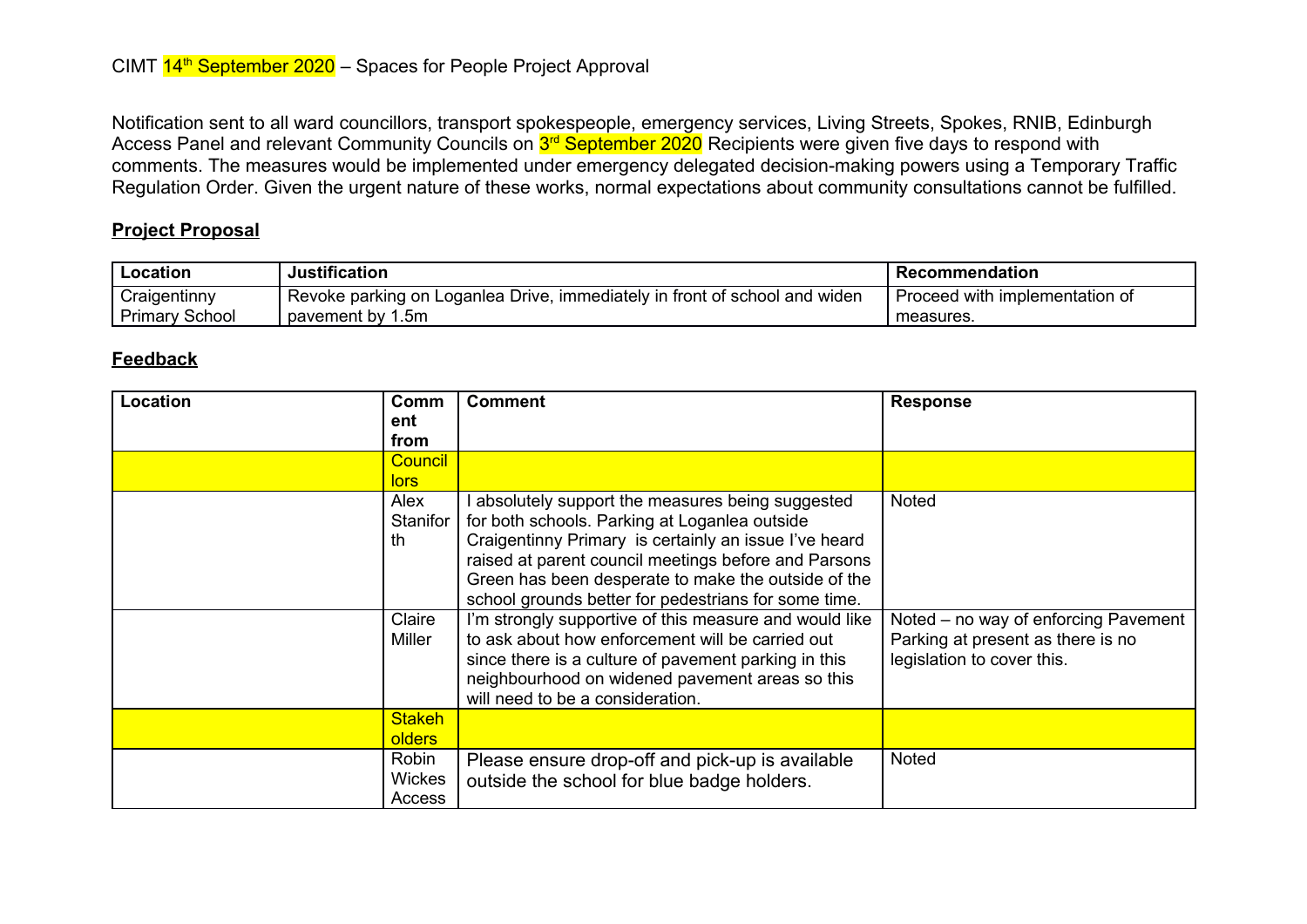CIMT 14th September 2020 – Spaces for People Project Approval

Notification sent to all ward councillors, transport spokespeople, emergency services, Living Streets, Spokes, RNIB, Edinburgh Access Panel and relevant Community Councils on 3rd September 2020 Recipients were given five days to respond with comments. The measures would be implemented under emergency delegated decision-making powers using a Temporary Traffic Regulation Order. Given the urgent nature of these works, normal expectations about community consultations cannot be fulfilled.

## Project Proposal

| Location | Justification | Recommendation |
|---|---|---|
| Craigentinny Primary School | Revoke parking on Loganlea Drive, immediately in front of school and widen pavement by 1.5m | Proceed with implementation of measures. |

## Feedback

| Location | Comment from | Comment | Response |
|---|---|---|---|
| | Councillors | | |
| | Alex Staniforth | I absolutely support the measures being suggested for both schools. Parking at Loganlea outside Craigentinny Primary is certainly an issue I've heard raised at parent council meetings before and Parsons Green has been desperate to make the outside of the school grounds better for pedestrians for some time. | Noted |
| | Claire Miller | I'm strongly supportive of this measure and would like to ask about how enforcement will be carried out since there is a culture of pavement parking in this neighbourhood on widened pavement areas so this will need to be a consideration. | Noted – no way of enforcing Pavement Parking at present as there is no legislation to cover this. |
| | Stakeholders | | |
| | Robin Wickes Access | Please ensure drop-off and pick-up is available outside the school for blue badge holders. | Noted |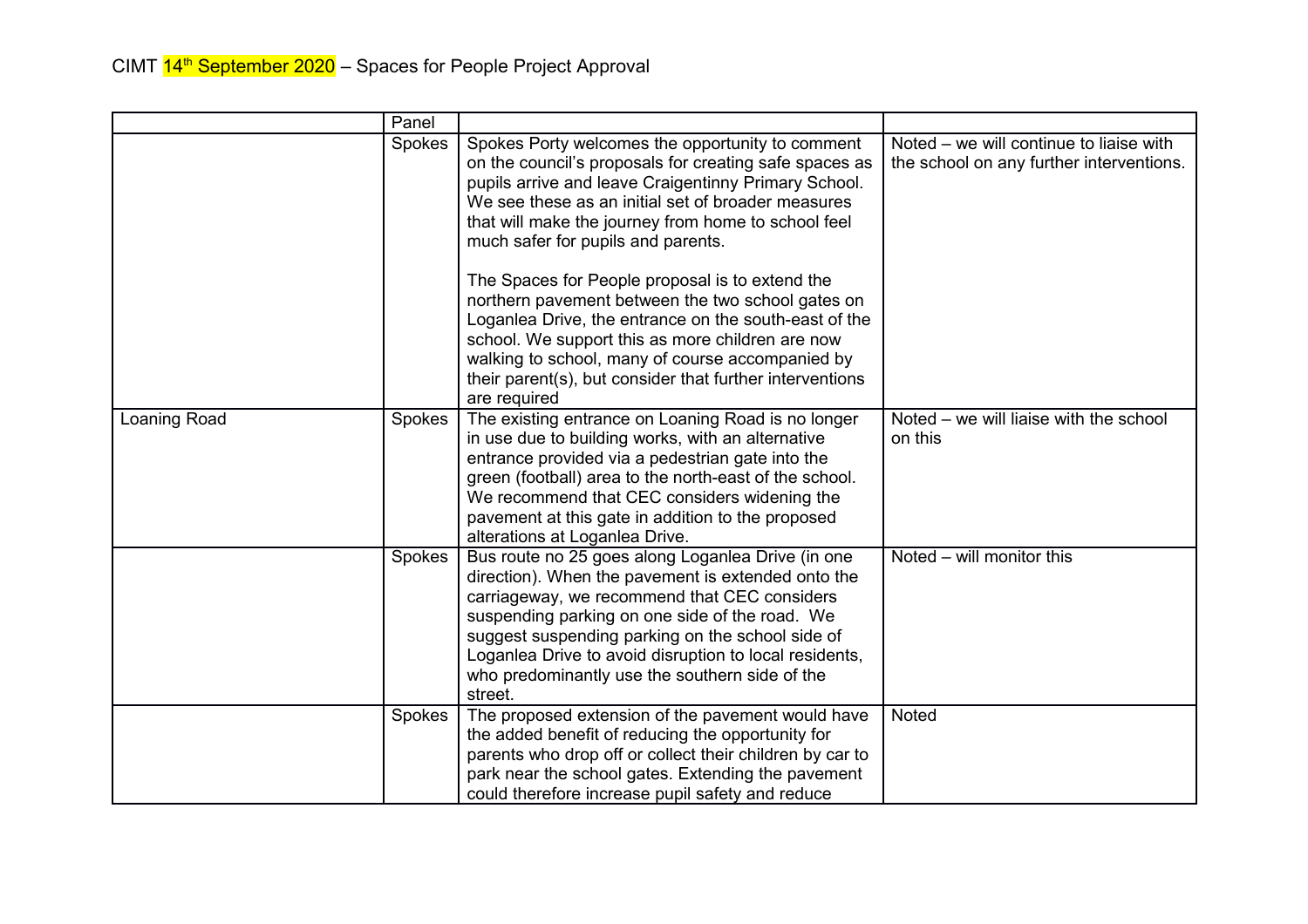CIMT 14th September 2020 – Spaces for People Project Approval

| | Panel | | |
|---|---|---|---|
| | Spokes | Spokes Porty welcomes the opportunity to comment on the council's proposals for creating safe spaces as pupils arrive and leave Craigentinny Primary School. We see these as an initial set of broader measures that will make the journey from home to school feel much safer for pupils and parents.<br><br>The Spaces for People proposal is to extend the northern pavement between the two school gates on Loganlea Drive, the entrance on the south-east of the school. We support this as more children are now walking to school, many of course accompanied by their parent(s), but consider that further interventions are required | Noted – we will continue to liaise with the school on any further interventions. |
| Loaning Road | Spokes | The existing entrance on Loaning Road is no longer in use due to building works, with an alternative entrance provided via a pedestrian gate into the green (football) area to the north-east of the school. We recommend that CEC considers widening the pavement at this gate in addition to the proposed alterations at Loganlea Drive. | Noted – we will liaise with the school on this |
| | Spokes | Bus route no 25 goes along Loganlea Drive (in one direction). When the pavement is extended onto the carriageway, we recommend that CEC considers suspending parking on one side of the road. We suggest suspending parking on the school side of Loganlea Drive to avoid disruption to local residents, who predominantly use the southern side of the street. | Noted – will monitor this |
| | Spokes | The proposed extension of the pavement would have the added benefit of reducing the opportunity for parents who drop off or collect their children by car to park near the school gates. Extending the pavement could therefore increase pupil safety and reduce | Noted |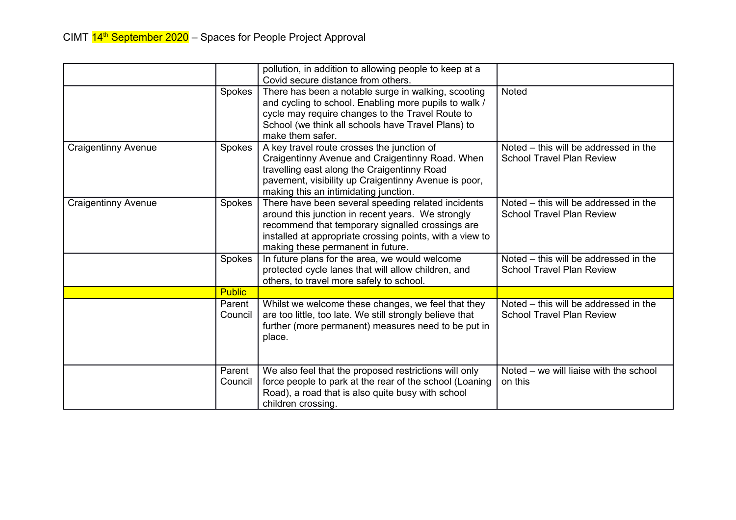| | | | |
|---|---|---|---|
| | | pollution, in addition to allowing people to keep at a Covid secure distance from others. | |
| | Spokes | There has been a notable surge in walking, scooting and cycling to school. Enabling more pupils to walk / cycle may require changes to the Travel Route to School (we think all schools have Travel Plans) to make them safer. | Noted |
| Craigentinny Avenue | Spokes | A key travel route crosses the junction of Craigentinny Avenue and Craigentinny Road. When travelling east along the Craigentinny Road pavement, visibility up Craigentinny Avenue is poor, making this an intimidating junction. | Noted – this will be addressed in the School Travel Plan Review |
| Craigentinny Avenue | Spokes | There have been several speeding related incidents around this junction in recent years. We strongly recommend that temporary signalled crossings are installed at appropriate crossing points, with a view to making these permanent in future. | Noted – this will be addressed in the School Travel Plan Review |
| | Spokes | In future plans for the area, we would welcome protected cycle lanes that will allow children, and others, to travel more safely to school. | Noted – this will be addressed in the School Travel Plan Review |
| | Public | | |
| | Parent Council | Whilst we welcome these changes, we feel that they are too little, too late. We still strongly believe that further (more permanent) measures need to be put in place. | Noted – this will be addressed in the School Travel Plan Review |
| | Parent Council | We also feel that the proposed restrictions will only force people to park at the rear of the school (Loaning Road), a road that is also quite busy with school children crossing. | Noted – we will liaise with the school on this |